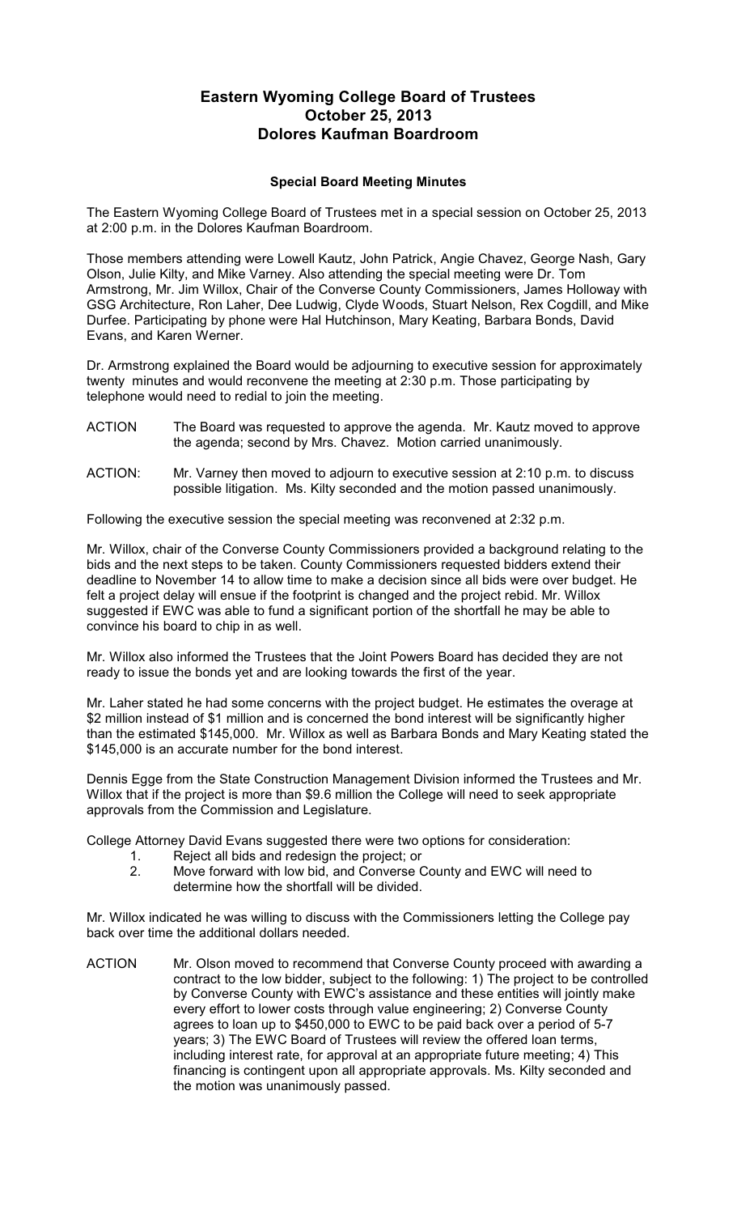# Eastern Wyoming College Board of Trustees
## October 25, 2013
## Dolores Kaufman Boardroom

### Special Board Meeting Minutes

The Eastern Wyoming College Board of Trustees met in a special session on October 25, 2013 at 2:00 p.m. in the Dolores Kaufman Boardroom.

Those members attending were Lowell Kautz, John Patrick, Angie Chavez, George Nash, Gary Olson, Julie Kilty, and Mike Varney. Also attending the special meeting were Dr. Tom Armstrong, Mr. Jim Willox, Chair of the Converse County Commissioners, James Holloway with GSG Architecture, Ron Laher, Dee Ludwig, Clyde Woods, Stuart Nelson, Rex Cogdill, and Mike Durfee. Participating by phone were Hal Hutchinson, Mary Keating, Barbara Bonds, David Evans, and Karen Werner.

Dr. Armstrong explained the Board would be adjourning to executive session for approximately twenty minutes and would reconvene the meeting at 2:30 p.m. Those participating by telephone would need to redial to join the meeting.

ACTION The Board was requested to approve the agenda. Mr. Kautz moved to approve the agenda; second by Mrs. Chavez. Motion carried unanimously.

ACTION: Mr. Varney then moved to adjourn to executive session at 2:10 p.m. to discuss possible litigation. Ms. Kilty seconded and the motion passed unanimously.

Following the executive session the special meeting was reconvened at 2:32 p.m.

Mr. Willox, chair of the Converse County Commissioners provided a background relating to the bids and the next steps to be taken. County Commissioners requested bidders extend their deadline to November 14 to allow time to make a decision since all bids were over budget. He felt a project delay will ensue if the footprint is changed and the project rebid. Mr. Willox suggested if EWC was able to fund a significant portion of the shortfall he may be able to convince his board to chip in as well.

Mr. Willox also informed the Trustees that the Joint Powers Board has decided they are not ready to issue the bonds yet and are looking towards the first of the year.

Mr. Laher stated he had some concerns with the project budget. He estimates the overage at \$2 million instead of \$1 million and is concerned the bond interest will be significantly higher than the estimated \$145,000. Mr. Willox as well as Barbara Bonds and Mary Keating stated the \$145,000 is an accurate number for the bond interest.

Dennis Egge from the State Construction Management Division informed the Trustees and Mr. Willox that if the project is more than \$9.6 million the College will need to seek appropriate approvals from the Commission and Legislature.

College Attorney David Evans suggested there were two options for consideration:

1. Reject all bids and redesign the project; or
2. Move forward with low bid, and Converse County and EWC will need to determine how the shortfall will be divided.

Mr. Willox indicated he was willing to discuss with the Commissioners letting the College pay back over time the additional dollars needed.

ACTION Mr. Olson moved to recommend that Converse County proceed with awarding a contract to the low bidder, subject to the following: 1) The project to be controlled by Converse County with EWC's assistance and these entities will jointly make every effort to lower costs through value engineering; 2) Converse County agrees to loan up to \$450,000 to EWC to be paid back over a period of 5-7 years; 3) The EWC Board of Trustees will review the offered loan terms, including interest rate, for approval at an appropriate future meeting; 4) This financing is contingent upon all appropriate approvals. Ms. Kilty seconded and the motion was unanimously passed.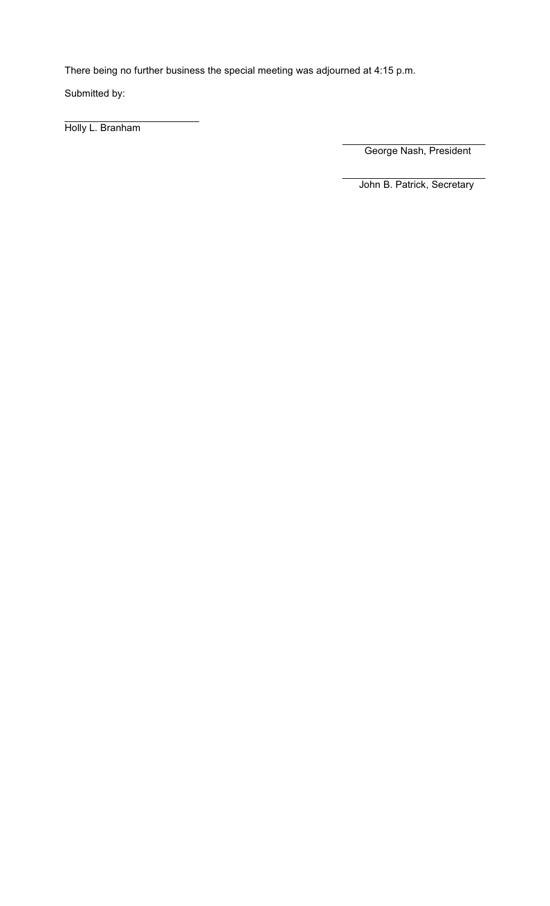There being no further business the special meeting was adjourned at 4:15 p.m.

Submitted by:

\_\_\_\_\_\_\_\_\_\_\_\_\_\_\_\_\_\_\_\_\_\_\_\_\_

Holly L. Branham

\_\_\_\_\_\_\_\_\_\_\_\_\_\_\_\_\_\_\_\_\_\_\_\_\_

George Nash, President

\_\_\_\_\_\_\_\_\_\_\_\_\_\_\_\_\_\_\_\_\_\_\_\_\_

John B. Patrick, Secretary